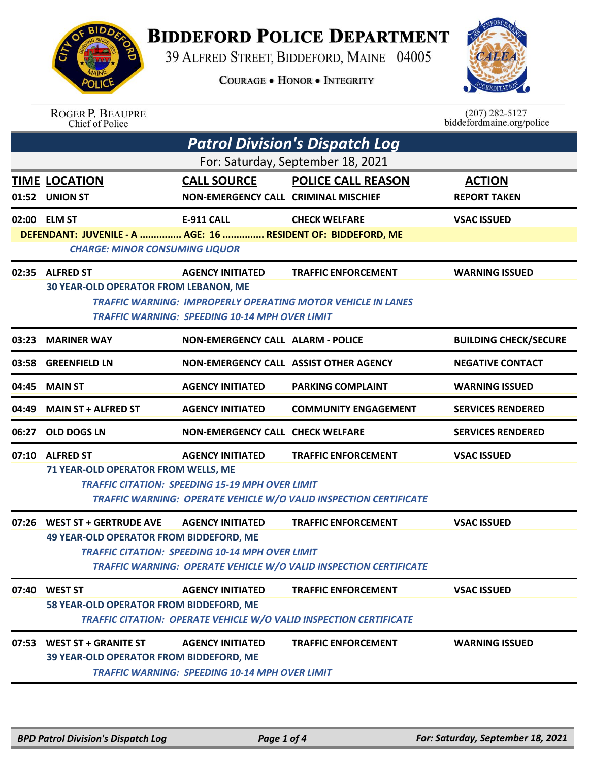# Biddeford Police Department

39 Alfred Street, Biddeford, Maine 04005

Courage • Honor • Integrity

Roger P. Beaupre
Chief of Police

(207) 282-5127
biddefordmaine.org/police

## *Patrol Division's Dispatch Log*

For: Saturday, September 18, 2021

| TIME | LOCATION | CALL SOURCE | POLICE CALL REASON | ACTION |
|---|---|---|---|---|
| 01:52 | UNION ST | NON-EMERGENCY CALL | CRIMINAL MISCHIEF | REPORT TAKEN |
| 02:00 | ELM ST | E-911 CALL | CHECK WELFARE | VSAC ISSUED |

DEFENDANT: JUVENILE - A ............... AGE: 16 ............... RESIDENT OF: BIDDEFORD, ME

*CHARGE: MINOR CONSUMING LIQUOR*

| TIME | LOCATION | CALL SOURCE | POLICE CALL REASON | ACTION |
|---|---|---|---|---|
| 02:35 | ALFRED ST | AGENCY INITIATED | TRAFFIC ENFORCEMENT | WARNING ISSUED |

30 YEAR-OLD OPERATOR FROM LEBANON, ME

*TRAFFIC WARNING: IMPROPERLY OPERATING MOTOR VEHICLE IN LANES*

*TRAFFIC WARNING: SPEEDING 10-14 MPH OVER LIMIT*

| TIME | LOCATION | CALL SOURCE | POLICE CALL REASON | ACTION |
|---|---|---|---|---|
| 03:23 | MARINER WAY | NON-EMERGENCY CALL | ALARM - POLICE | BUILDING CHECK/SECURE |
| 03:58 | GREENFIELD LN | NON-EMERGENCY CALL | ASSIST OTHER AGENCY | NEGATIVE CONTACT |
| 04:45 | MAIN ST | AGENCY INITIATED | PARKING COMPLAINT | WARNING ISSUED |
| 04:49 | MAIN ST + ALFRED ST | AGENCY INITIATED | COMMUNITY ENGAGEMENT | SERVICES RENDERED |
| 06:27 | OLD DOGS LN | NON-EMERGENCY CALL | CHECK WELFARE | SERVICES RENDERED |
| 07:10 | ALFRED ST | AGENCY INITIATED | TRAFFIC ENFORCEMENT | VSAC ISSUED |

71 YEAR-OLD OPERATOR FROM WELLS, ME

*TRAFFIC CITATION: SPEEDING 15-19 MPH OVER LIMIT*

*TRAFFIC WARNING: OPERATE VEHICLE W/O VALID INSPECTION CERTIFICATE*

| TIME | LOCATION | CALL SOURCE | POLICE CALL REASON | ACTION |
|---|---|---|---|---|
| 07:26 | WEST ST + GERTRUDE AVE | AGENCY INITIATED | TRAFFIC ENFORCEMENT | VSAC ISSUED |

49 YEAR-OLD OPERATOR FROM BIDDEFORD, ME

*TRAFFIC CITATION: SPEEDING 10-14 MPH OVER LIMIT*

*TRAFFIC WARNING: OPERATE VEHICLE W/O VALID INSPECTION CERTIFICATE*

| TIME | LOCATION | CALL SOURCE | POLICE CALL REASON | ACTION |
|---|---|---|---|---|
| 07:40 | WEST ST | AGENCY INITIATED | TRAFFIC ENFORCEMENT | VSAC ISSUED |

58 YEAR-OLD OPERATOR FROM BIDDEFORD, ME

*TRAFFIC CITATION: OPERATE VEHICLE W/O VALID INSPECTION CERTIFICATE*

| TIME | LOCATION | CALL SOURCE | POLICE CALL REASON | ACTION |
|---|---|---|---|---|
| 07:53 | WEST ST + GRANITE ST | AGENCY INITIATED | TRAFFIC ENFORCEMENT | WARNING ISSUED |

39 YEAR-OLD OPERATOR FROM BIDDEFORD, ME

*TRAFFIC WARNING: SPEEDING 10-14 MPH OVER LIMIT*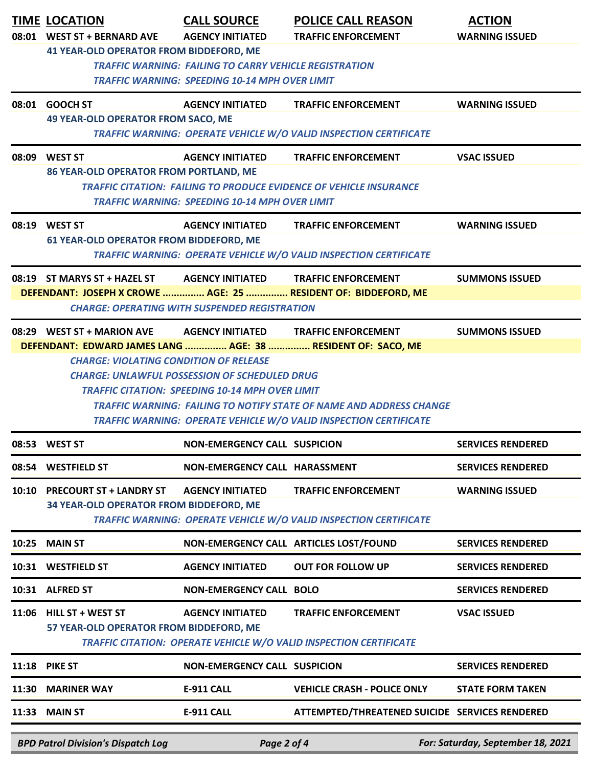| TIME | LOCATION | CALL SOURCE | POLICE CALL REASON | ACTION |
|---|---|---|---|---|
| 08:01 | WEST ST + BERNARD AVE | AGENCY INITIATED | TRAFFIC ENFORCEMENT | WARNING ISSUED |
| | 41 YEAR-OLD OPERATOR FROM BIDDEFORD, ME | | | |
| | *TRAFFIC WARNING: FAILING TO CARRY VEHICLE REGISTRATION* | | | |
| | *TRAFFIC WARNING: SPEEDING 10-14 MPH OVER LIMIT* | | | |
| 08:01 | GOOCH ST | AGENCY INITIATED | TRAFFIC ENFORCEMENT | WARNING ISSUED |
| | 49 YEAR-OLD OPERATOR FROM SACO, ME | | | |
| | *TRAFFIC WARNING: OPERATE VEHICLE W/O VALID INSPECTION CERTIFICATE* | | | |
| 08:09 | WEST ST | AGENCY INITIATED | TRAFFIC ENFORCEMENT | VSAC ISSUED |
| | 86 YEAR-OLD OPERATOR FROM PORTLAND, ME | | | |
| | *TRAFFIC CITATION: FAILING TO PRODUCE EVIDENCE OF VEHICLE INSURANCE* | | | |
| | *TRAFFIC WARNING: SPEEDING 10-14 MPH OVER LIMIT* | | | |
| 08:19 | WEST ST | AGENCY INITIATED | TRAFFIC ENFORCEMENT | WARNING ISSUED |
| | 61 YEAR-OLD OPERATOR FROM BIDDEFORD, ME | | | |
| | *TRAFFIC WARNING: OPERATE VEHICLE W/O VALID INSPECTION CERTIFICATE* | | | |
| 08:19 | ST MARYS ST + HAZEL ST | AGENCY INITIATED | TRAFFIC ENFORCEMENT | SUMMONS ISSUED |
| | DEFENDANT: JOSEPH X CROWE ............... AGE: 25 ............... RESIDENT OF: BIDDEFORD, ME | | | |
| | *CHARGE: OPERATING WITH SUSPENDED REGISTRATION* | | | |
| 08:29 | WEST ST + MARION AVE | AGENCY INITIATED | TRAFFIC ENFORCEMENT | SUMMONS ISSUED |
| | DEFENDANT: EDWARD JAMES LANG ............... AGE: 38 ............... RESIDENT OF: SACO, ME | | | |
| | *CHARGE: VIOLATING CONDITION OF RELEASE* | | | |
| | *CHARGE: UNLAWFUL POSSESSION OF SCHEDULED DRUG* | | | |
| | *TRAFFIC CITATION: SPEEDING 10-14 MPH OVER LIMIT* | | | |
| | *TRAFFIC WARNING: FAILING TO NOTIFY STATE OF NAME AND ADDRESS CHANGE* | | | |
| | *TRAFFIC WARNING: OPERATE VEHICLE W/O VALID INSPECTION CERTIFICATE* | | | |
| 08:53 | WEST ST | NON-EMERGENCY CALL | SUSPICION | SERVICES RENDERED |
| 08:54 | WESTFIELD ST | NON-EMERGENCY CALL | HARASSMENT | SERVICES RENDERED |
| 10:10 | PRECOURT ST + LANDRY ST | AGENCY INITIATED | TRAFFIC ENFORCEMENT | WARNING ISSUED |
| | 34 YEAR-OLD OPERATOR FROM BIDDEFORD, ME | | | |
| | *TRAFFIC WARNING: OPERATE VEHICLE W/O VALID INSPECTION CERTIFICATE* | | | |
| 10:25 | MAIN ST | NON-EMERGENCY CALL | ARTICLES LOST/FOUND | SERVICES RENDERED |
| 10:31 | WESTFIELD ST | AGENCY INITIATED | OUT FOR FOLLOW UP | SERVICES RENDERED |
| 10:31 | ALFRED ST | NON-EMERGENCY CALL | BOLO | SERVICES RENDERED |
| 11:06 | HILL ST + WEST ST | AGENCY INITIATED | TRAFFIC ENFORCEMENT | VSAC ISSUED |
| | 57 YEAR-OLD OPERATOR FROM BIDDEFORD, ME | | | |
| | *TRAFFIC CITATION: OPERATE VEHICLE W/O VALID INSPECTION CERTIFICATE* | | | |
| 11:18 | PIKE ST | NON-EMERGENCY CALL | SUSPICION | SERVICES RENDERED |
| 11:30 | MARINER WAY | E-911 CALL | VEHICLE CRASH - POLICE ONLY | STATE FORM TAKEN |
| 11:33 | MAIN ST | E-911 CALL | ATTEMPTED/THREATENED SUICIDE | SERVICES RENDERED |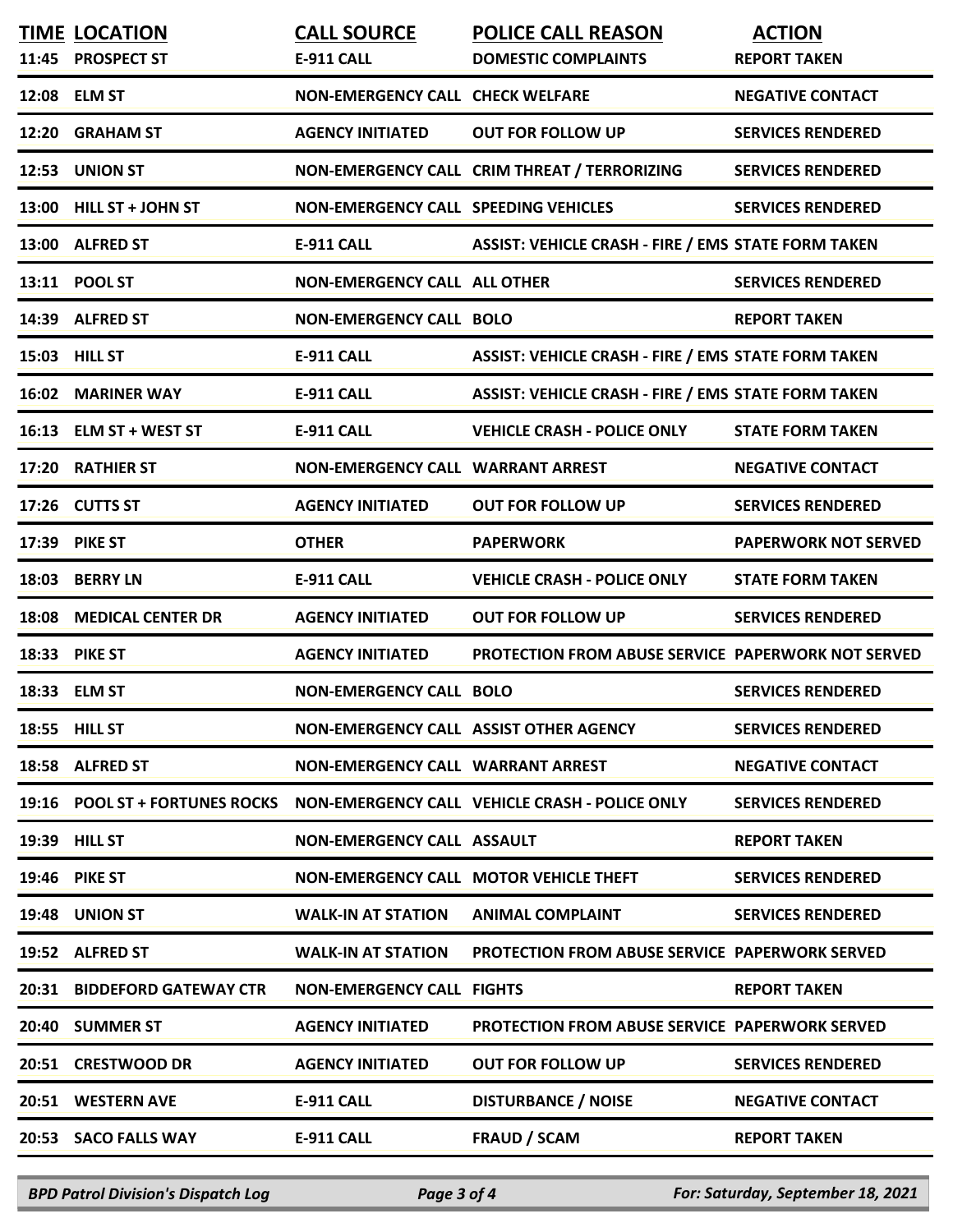| TIME | LOCATION | CALL SOURCE | POLICE CALL REASON | ACTION |
|---|---|---|---|---|
| 11:45 | PROSPECT ST | E-911 CALL | DOMESTIC COMPLAINTS | REPORT TAKEN |
| 12:08 | ELM ST | NON-EMERGENCY CALL | CHECK WELFARE | NEGATIVE CONTACT |
| 12:20 | GRAHAM ST | AGENCY INITIATED | OUT FOR FOLLOW UP | SERVICES RENDERED |
| 12:53 | UNION ST | NON-EMERGENCY CALL | CRIM THREAT / TERRORIZING | SERVICES RENDERED |
| 13:00 | HILL ST + JOHN ST | NON-EMERGENCY CALL | SPEEDING VEHICLES | SERVICES RENDERED |
| 13:00 | ALFRED ST | E-911 CALL | ASSIST: VEHICLE CRASH - FIRE / EMS | STATE FORM TAKEN |
| 13:11 | POOL ST | NON-EMERGENCY CALL | ALL OTHER | SERVICES RENDERED |
| 14:39 | ALFRED ST | NON-EMERGENCY CALL | BOLO | REPORT TAKEN |
| 15:03 | HILL ST | E-911 CALL | ASSIST: VEHICLE CRASH - FIRE / EMS | STATE FORM TAKEN |
| 16:02 | MARINER WAY | E-911 CALL | ASSIST: VEHICLE CRASH - FIRE / EMS | STATE FORM TAKEN |
| 16:13 | ELM ST + WEST ST | E-911 CALL | VEHICLE CRASH - POLICE ONLY | STATE FORM TAKEN |
| 17:20 | RATHIER ST | NON-EMERGENCY CALL | WARRANT ARREST | NEGATIVE CONTACT |
| 17:26 | CUTTS ST | AGENCY INITIATED | OUT FOR FOLLOW UP | SERVICES RENDERED |
| 17:39 | PIKE ST | OTHER | PAPERWORK | PAPERWORK NOT SERVED |
| 18:03 | BERRY LN | E-911 CALL | VEHICLE CRASH - POLICE ONLY | STATE FORM TAKEN |
| 18:08 | MEDICAL CENTER DR | AGENCY INITIATED | OUT FOR FOLLOW UP | SERVICES RENDERED |
| 18:33 | PIKE ST | AGENCY INITIATED | PROTECTION FROM ABUSE SERVICE | PAPERWORK NOT SERVED |
| 18:33 | ELM ST | NON-EMERGENCY CALL | BOLO | SERVICES RENDERED |
| 18:55 | HILL ST | NON-EMERGENCY CALL | ASSIST OTHER AGENCY | SERVICES RENDERED |
| 18:58 | ALFRED ST | NON-EMERGENCY CALL | WARRANT ARREST | NEGATIVE CONTACT |
| 19:16 | POOL ST + FORTUNES ROCKS | NON-EMERGENCY CALL | VEHICLE CRASH - POLICE ONLY | SERVICES RENDERED |
| 19:39 | HILL ST | NON-EMERGENCY CALL | ASSAULT | REPORT TAKEN |
| 19:46 | PIKE ST | NON-EMERGENCY CALL | MOTOR VEHICLE THEFT | SERVICES RENDERED |
| 19:48 | UNION ST | WALK-IN AT STATION | ANIMAL COMPLAINT | SERVICES RENDERED |
| 19:52 | ALFRED ST | WALK-IN AT STATION | PROTECTION FROM ABUSE SERVICE | PAPERWORK SERVED |
| 20:31 | BIDDEFORD GATEWAY CTR | NON-EMERGENCY CALL | FIGHTS | REPORT TAKEN |
| 20:40 | SUMMER ST | AGENCY INITIATED | PROTECTION FROM ABUSE SERVICE | PAPERWORK SERVED |
| 20:51 | CRESTWOOD DR | AGENCY INITIATED | OUT FOR FOLLOW UP | SERVICES RENDERED |
| 20:51 | WESTERN AVE | E-911 CALL | DISTURBANCE / NOISE | NEGATIVE CONTACT |
| 20:53 | SACO FALLS WAY | E-911 CALL | FRAUD / SCAM | REPORT TAKEN |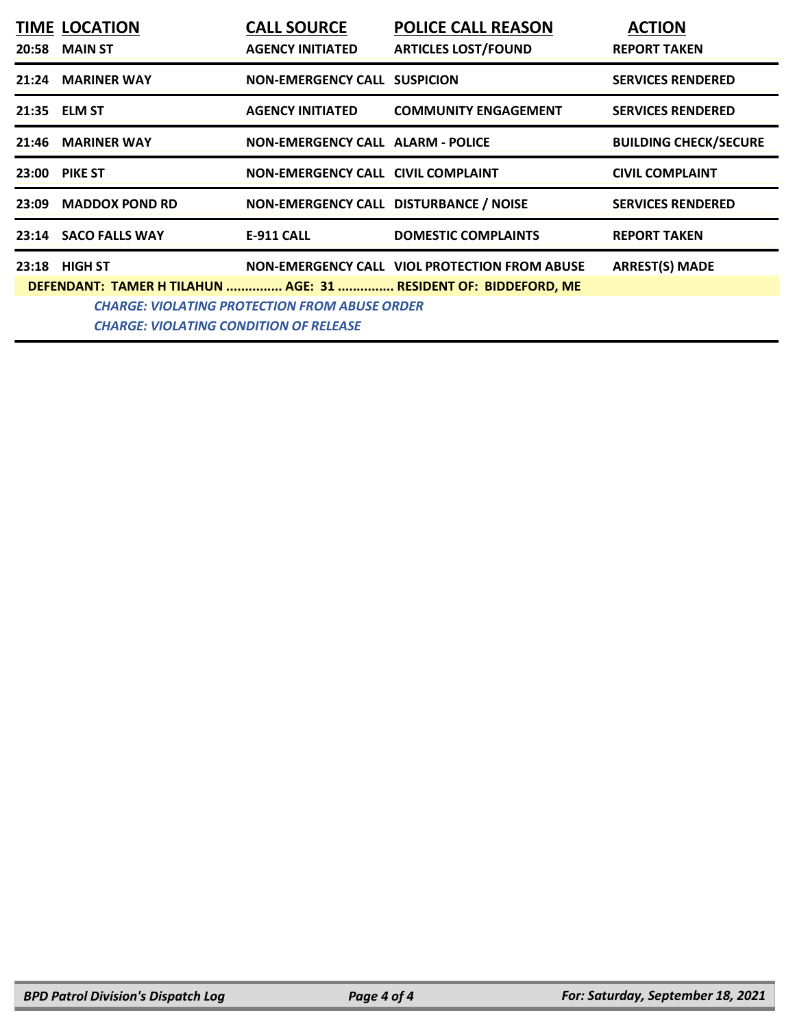| TIME | LOCATION | CALL SOURCE | POLICE CALL REASON | ACTION |
|---|---|---|---|---|
| 20:58 | MAIN ST | AGENCY INITIATED | ARTICLES LOST/FOUND | REPORT TAKEN |
| 21:24 | MARINER WAY | NON-EMERGENCY CALL | SUSPICION | SERVICES RENDERED |
| 21:35 | ELM ST | AGENCY INITIATED | COMMUNITY ENGAGEMENT | SERVICES RENDERED |
| 21:46 | MARINER WAY | NON-EMERGENCY CALL | ALARM - POLICE | BUILDING CHECK/SECURE |
| 23:00 | PIKE ST | NON-EMERGENCY CALL | CIVIL COMPLAINT | CIVIL COMPLAINT |
| 23:09 | MADDOX POND RD | NON-EMERGENCY CALL | DISTURBANCE / NOISE | SERVICES RENDERED |
| 23:14 | SACO FALLS WAY | E-911 CALL | DOMESTIC COMPLAINTS | REPORT TAKEN |
| 23:18 | HIGH ST | NON-EMERGENCY CALL | VIOL PROTECTION FROM ABUSE | ARREST(S) MADE |

**DEFENDANT: TAMER H TILAHUN ............... AGE: 31 ............... RESIDENT OF: BIDDEFORD, ME**

***CHARGE: VIOLATING PROTECTION FROM ABUSE ORDER***

***CHARGE: VIOLATING CONDITION OF RELEASE***